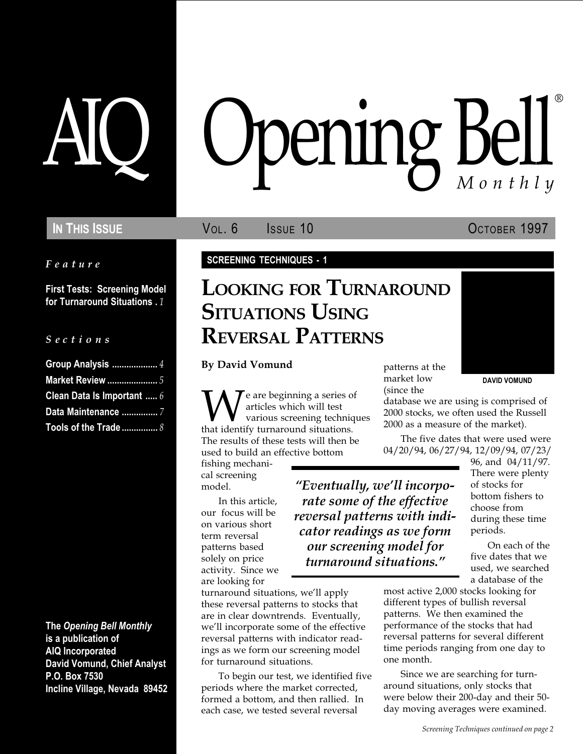# AIQ Opening Bell® Monthly

**IN THIS ISSUE** VOL. 6 ISSUE 10 OCTOBER 1997

*Feature*

**First Tests: Screening Model for Turnaround Situations** . *1*

*Sections*

**Group Analysis** .................. *4*
**Market Review** .................... *5*
**Clean Data Is Important** ..... *6*
**Data Maintenance** ............... *7*
**Tools of the Trade** .............. *8*

**The *Opening Bell Monthly* is a publication of AIQ Incorporated**
**David Vomund, Chief Analyst**
**P.O. Box 7530**
**Incline Village, Nevada 89452**

**SCREENING TECHNIQUES - 1**

# LOOKING FOR TURNAROUND SITUATIONS USING REVERSAL PATTERNS

**By David Vomund**

DAVID VOMUND

We are beginning a series of articles which will test various screening techniques that identify turnaround situations. The results of these tests will then be used to build an effective bottom fishing mechanical screening model.

In this article, our focus will be on various short term reversal patterns based solely on price activity. Since we are looking for turnaround situations, we'll apply these reversal patterns to stocks that are in clear downtrends. Eventually, we'll incorporate some of the effective reversal patterns with indicator readings as we form our screening model for turnaround situations.

*"Eventually, we'll incorporate some of the effective reversal patterns with indicator readings as we form our screening model for turnaround situations."*

To begin our test, we identified five periods where the market corrected, formed a bottom, and then rallied. In each case, we tested several reversal patterns at the market low (since the database we are using is comprised of 2000 stocks, we often used the Russell 2000 as a measure of the market).

The five dates that were used were 04/20/94, 06/27/94, 12/09/94, 07/23/96, and 04/11/97. There were plenty of stocks for bottom fishers to choose from during these time periods.

On each of the five dates that we used, we searched a database of the most active 2,000 stocks looking for different types of bullish reversal patterns. We then examined the performance of the stocks that had reversal patterns for several different time periods ranging from one day to one month.

Since we are searching for turnaround situations, only stocks that were below their 200-day and their 50-day moving averages were examined.

*Screening Techniques continued on page 2*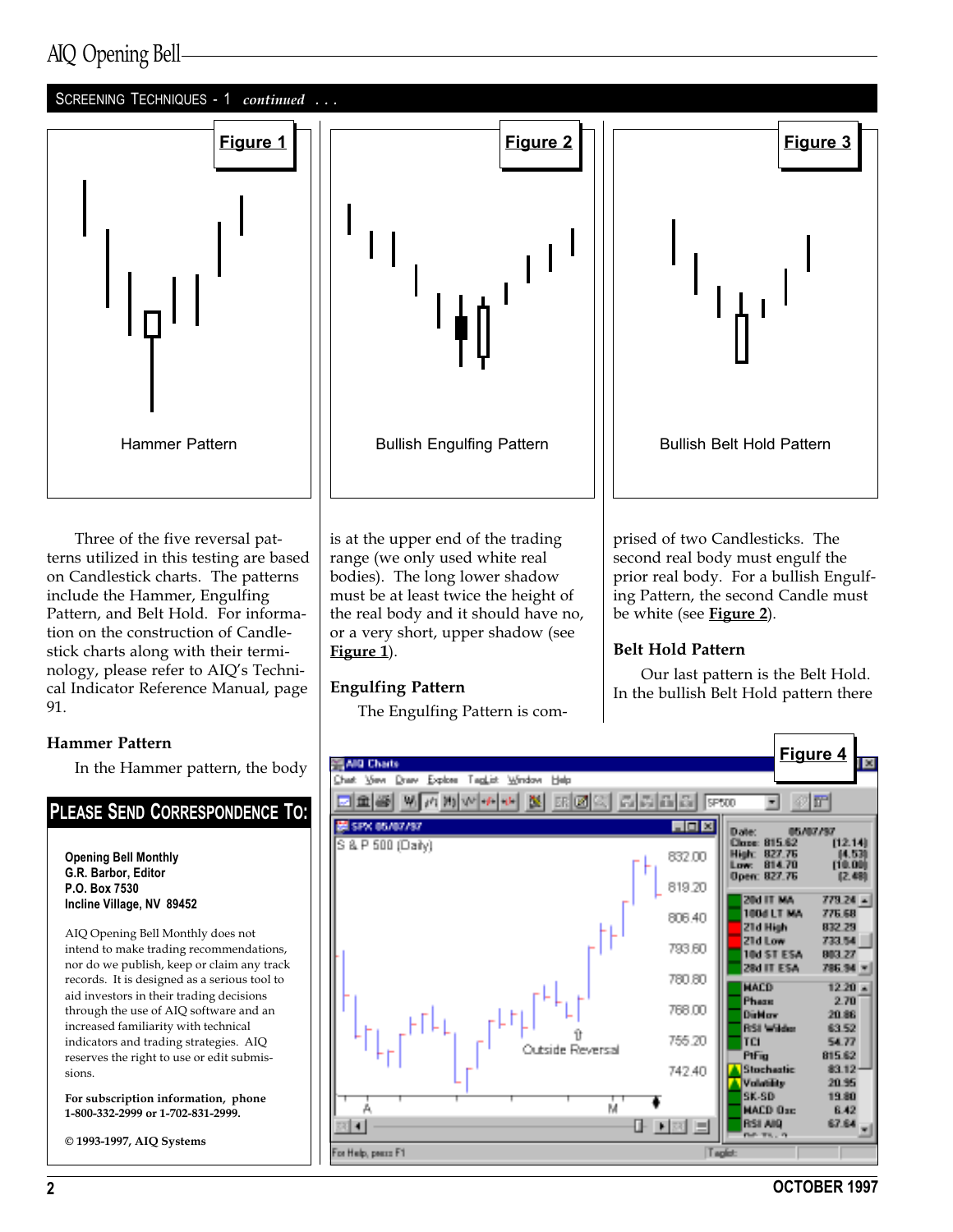## SCREENING TECHNIQUES - 1 *continued . . .*

**Figure 1**

Hammer Pattern

**Figure 2**

Bullish Engulfing Pattern

**Figure 3**

Bullish Belt Hold Pattern

Three of the five reversal patterns utilized in this testing are based on Candlestick charts. The patterns include the Hammer, Engulfing Pattern, and Belt Hold. For information on the construction of Candlestick charts along with their terminology, please refer to AIQ's Technical Indicator Reference Manual, page 91.

### Hammer Pattern

In the Hammer pattern, the body is at the upper end of the trading range (we only used white real bodies). The long lower shadow must be at least twice the height of the real body and it should have no, or a very short, upper shadow (see **Figure 1**).

### Engulfing Pattern

The Engulfing Pattern is comprised of two Candlesticks. The second real body must engulf the prior real body. For a bullish Engulfing Pattern, the second Candle must be white (see **Figure 2**).

### Belt Hold Pattern

Our last pattern is the Belt Hold. In the bullish Belt Hold pattern there

**Figure 4**

## PLEASE SEND CORRESPONDENCE TO:

**Opening Bell Monthly**
**G.R. Barbor, Editor**
**P.O. Box 7530**
**Incline Village, NV 89452**

AIQ Opening Bell Monthly does not intend to make trading recommendations, nor do we publish, keep or claim any track records. It is designed as a serious tool to aid investors in their trading decisions through the use of AIQ software and an increased familiarity with technical indicators and trading strategies. AIQ reserves the right to use or edit submissions.

**For subscription information, phone 1-800-332-2999 or 1-702-831-2999.**

**© 1993-1997, AIQ Systems**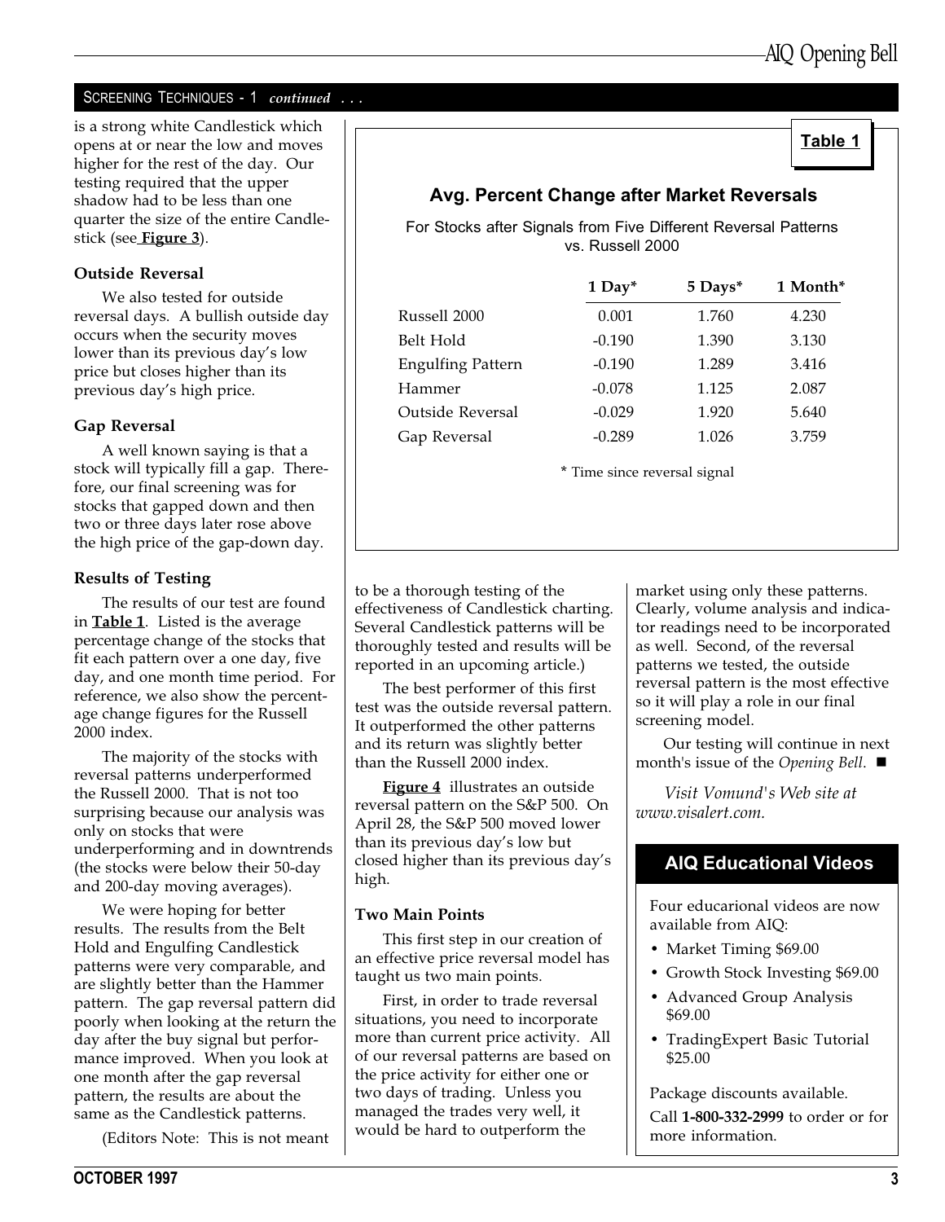## SCREENING TECHNIQUES - 1 *continued . . .*

is a strong white Candlestick which opens at or near the low and moves higher for the rest of the day. Our testing required that the upper shadow had to be less than one quarter the size of the entire Candlestick (see **Figure 3**).

### Outside Reversal

We also tested for outside reversal days. A bullish outside day occurs when the security moves lower than its previous day's low price but closes higher than its previous day's high price.

### Gap Reversal

A well known saying is that a stock will typically fill a gap. Therefore, our final screening was for stocks that gapped down and then two or three days later rose above the high price of the gap-down day.

### Results of Testing

The results of our test are found in **Table 1**. Listed is the average percentage change of the stocks that fit each pattern over a one day, five day, and one month time period. For reference, we also show the percentage change figures for the Russell 2000 index.

**Table 1**

**Avg. Percent Change after Market Reversals**

For Stocks after Signals from Five Different Reversal Patterns vs. Russell 2000

| | 1 Day* | 5 Days* | 1 Month* |
|---|---|---|---|
| Russell 2000 | 0.001 | 1.760 | 4.230 |
| Belt Hold | -0.190 | 1.390 | 3.130 |
| Engulfing Pattern | -0.190 | 1.289 | 3.416 |
| Hammer | -0.078 | 1.125 | 2.087 |
| Outside Reversal | -0.029 | 1.920 | 5.640 |
| Gap Reversal | -0.289 | 1.026 | 3.759 |

\* Time since reversal signal

The majority of the stocks with reversal patterns underperformed the Russell 2000. That is not too surprising because our analysis was only on stocks that were underperforming and in downtrends (the stocks were below their 50-day and 200-day moving averages).

We were hoping for better results. The results from the Belt Hold and Engulfing Candlestick patterns were very comparable, and are slightly better than the Hammer pattern. The gap reversal pattern did poorly when looking at the return the day after the buy signal but performance improved. When you look at one month after the gap reversal pattern, the results are about the same as the Candlestick patterns.

(Editors Note: This is not meant to be a thorough testing of the effectiveness of Candlestick charting. Several Candlestick patterns will be thoroughly tested and results will be reported in an upcoming article.)

The best performer of this first test was the outside reversal pattern. It outperformed the other patterns and its return was slightly better than the Russell 2000 index.

**Figure 4** illustrates an outside reversal pattern on the S&P 500. On April 28, the S&P 500 moved lower than its previous day's low but closed higher than its previous day's high.

### Two Main Points

This first step in our creation of an effective price reversal model has taught us two main points.

First, in order to trade reversal situations, you need to incorporate more than current price activity. All of our reversal patterns are based on the price activity for either one or two days of trading. Unless you managed the trades very well, it would be hard to outperform the market using only these patterns. Clearly, volume analysis and indicator readings need to be incorporated as well. Second, of the reversal patterns we tested, the outside reversal pattern is the most effective so it will play a role in our final screening model.

Our testing will continue in next month's issue of the *Opening Bell*. ■

*Visit Vomund's Web site at www.visalert.com.*

## AIQ Educational Videos

Four educarional videos are now available from AIQ:

- Market Timing $69.00
- Growth Stock Investing $69.00
- Advanced Group Analysis $69.00
- TradingExpert Basic Tutorial $25.00

Package discounts available.

Call **1-800-332-2999** to order or for more information.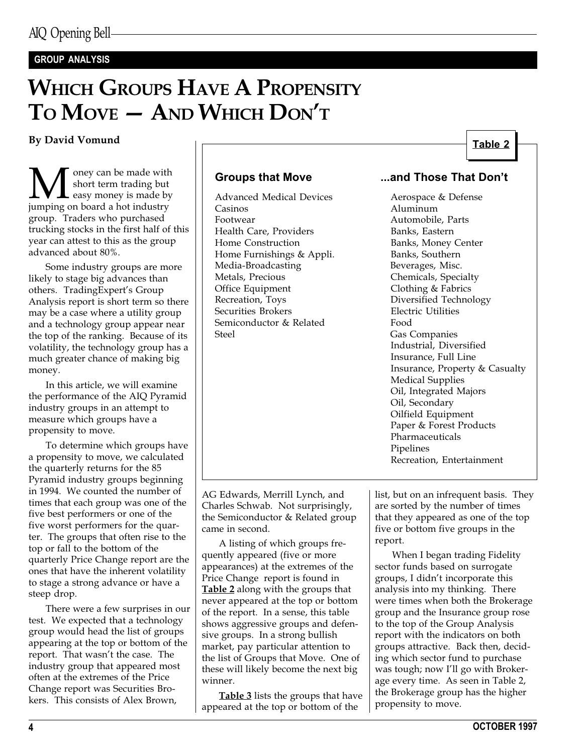GROUP ANALYSIS

# WHICH GROUPS HAVE A PROPENSITY TO MOVE — AND WHICH DON'T

**By David Vomund**

Money can be made with short term trading but easy money is made by jumping on board a hot industry group. Traders who purchased trucking stocks in the first half of this year can attest to this as the group advanced about 80%.

Some industry groups are more likely to stage big advances than others. TradingExpert's Group Analysis report is short term so there may be a case where a utility group and a technology group appear near the top of the ranking. Because of its volatility, the technology group has a much greater chance of making big money.

In this article, we will examine the performance of the AIQ Pyramid industry groups in an attempt to measure which groups have a propensity to move.

To determine which groups have a propensity to move, we calculated the quarterly returns for the 85 Pyramid industry groups beginning in 1994. We counted the number of times that each group was one of the five best performers or one of the five worst performers for the quarter. The groups that often rise to the top or fall to the bottom of the quarterly Price Change report are the ones that have the inherent volatility to stage a strong advance or have a steep drop.

There were a few surprises in our test. We expected that a technology group would head the list of groups appearing at the top or bottom of the report. That wasn't the case. The industry group that appeared most often at the extremes of the Price Change report was Securities Brokers. This consists of Alex Brown, AG Edwards, Merrill Lynch, and Charles Schwab. Not surprisingly, the Semiconductor & Related group came in second.

A listing of which groups frequently appeared (five or more appearances) at the extremes of the Price Change report is found in **Table 2** along with the groups that never appeared at the top or bottom of the report. In a sense, this table shows aggressive groups and defensive groups. In a strong bullish market, pay particular attention to the list of Groups that Move. One of these will likely become the next big winner.

**Table 3** lists the groups that have appeared at the top or bottom of the list, but on an infrequent basis. They are sorted by the number of times that they appeared as one of the top five or bottom five groups in the report.

When I began trading Fidelity sector funds based on surrogate groups, I didn't incorporate this analysis into my thinking. There were times when both the Brokerage group and the Insurance group rose to the top of the Group Analysis report with the indicators on both groups attractive. Back then, deciding which sector fund to purchase was tough; now I'll go with Brokerage every time. As seen in Table 2, the Brokerage group has the higher propensity to move.

**Table 2**

| Groups that Move | ...and Those That Don't |
|---|---|
| Advanced Medical Devices | Aerospace & Defense |
| Casinos | Aluminum |
| Footwear | Automobile, Parts |
| Health Care, Providers | Banks, Eastern |
| Home Construction | Banks, Money Center |
| Home Furnishings & Appli. | Banks, Southern |
| Media-Broadcasting | Beverages, Misc. |
| Metals, Precious | Chemicals, Specialty |
| Office Equipment | Clothing & Fabrics |
| Recreation, Toys | Diversified Technology |
| Securities Brokers | Electric Utilities |
| Semiconductor & Related | Food |
| Steel | Gas Companies |
| | Industrial, Diversified |
| | Insurance, Full Line |
| | Insurance, Property & Casualty |
| | Medical Supplies |
| | Oil, Integrated Majors |
| | Oil, Secondary |
| | Oilfield Equipment |
| | Paper & Forest Products |
| | Pharmaceuticals |
| | Pipelines |
| | Recreation, Entertainment |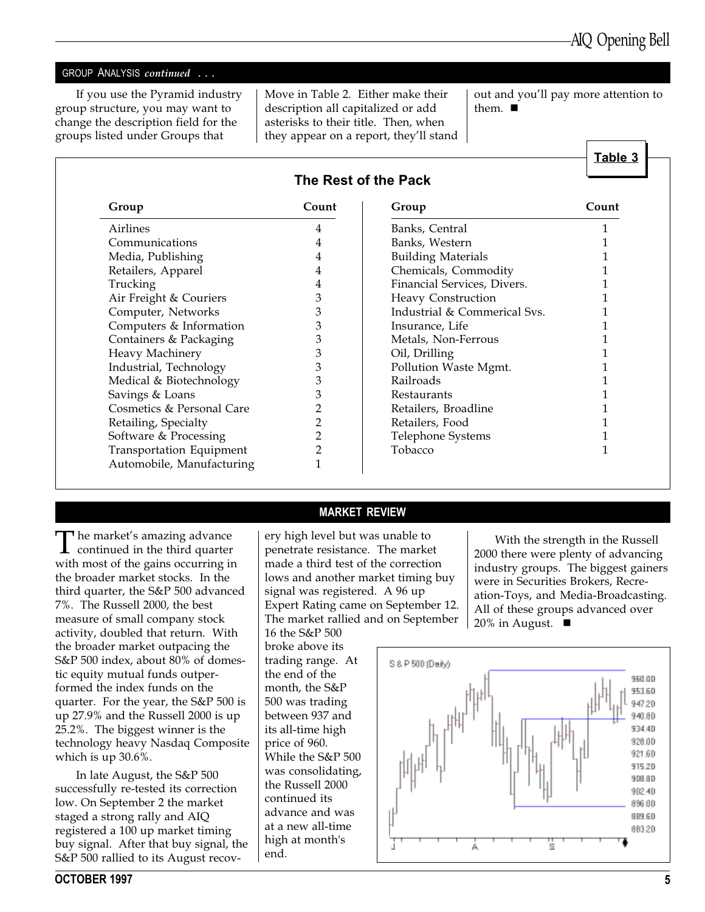## GROUP ANALYSIS *continued* . . .

If you use the Pyramid industry group structure, you may want to change the description field for the groups listed under Groups that Move in Table 2. Either make their description all capitalized or add asterisks to their title. Then, when they appear on a report, they'll stand out and you'll pay more attention to them. ■

**Table 3**

**The Rest of the Pack**

| Group | Count | Group | Count |
|---|---|---|---|
| Airlines | 4 | Banks, Central | 1 |
| Communications | 4 | Banks, Western | 1 |
| Media, Publishing | 4 | Building Materials | 1 |
| Retailers, Apparel | 4 | Chemicals, Commodity | 1 |
| Trucking | 4 | Financial Services, Divers. | 1 |
| Air Freight & Couriers | 3 | Heavy Construction | 1 |
| Computer, Networks | 3 | Industrial & Commerical Svs. | 1 |
| Computers & Information | 3 | Insurance, Life | 1 |
| Containers & Packaging | 3 | Metals, Non-Ferrous | 1 |
| Heavy Machinery | 3 | Oil, Drilling | 1 |
| Industrial, Technology | 3 | Pollution Waste Mgmt. | 1 |
| Medical & Biotechnology | 3 | Railroads | 1 |
| Savings & Loans | 3 | Restaurants | 1 |
| Cosmetics & Personal Care | 2 | Retailers, Broadline | 1 |
| Retailing, Specialty | 2 | Retailers, Food | 1 |
| Software & Processing | 2 | Telephone Systems | 1 |
| Transportation Equipment | 2 | Tobacco | 1 |
| Automobile, Manufacturing | 1 | | |

## MARKET REVIEW

The market's amazing advance continued in the third quarter with most of the gains occurring in the broader market stocks. In the third quarter, the S&P 500 advanced 7%. The Russell 2000, the best measure of small company stock activity, doubled that return. With the broader market outpacing the S&P 500 index, about 80% of domestic equity mutual funds outperformed the index funds on the quarter. For the year, the S&P 500 is up 27.9% and the Russell 2000 is up 25.2%. The biggest winner is the technology heavy Nasdaq Composite which is up 30.6%.

In late August, the S&P 500 successfully re-tested its correction low. On September 2 the market staged a strong rally and AIQ registered a 100 up market timing buy signal. After that buy signal, the S&P 500 rallied to its August recovery high level but was unable to penetrate resistance. The market made a third test of the correction lows and another market timing buy signal was registered. A 96 up Expert Rating came on September 12. The market rallied and on September 16 the S&P 500 broke above its trading range. At the end of the month, the S&P 500 was trading between 937 and its all-time high price of 960. While the S&P 500 was consolidating, the Russell 2000 continued its advance and was at a new all-time high at month's end.

With the strength in the Russell 2000 there were plenty of advancing industry groups. The biggest gainers were in Securities Brokers, Recreation-Toys, and Media-Broadcasting. All of these groups advanced over 20% in August. ■

S & P 500 (Daily)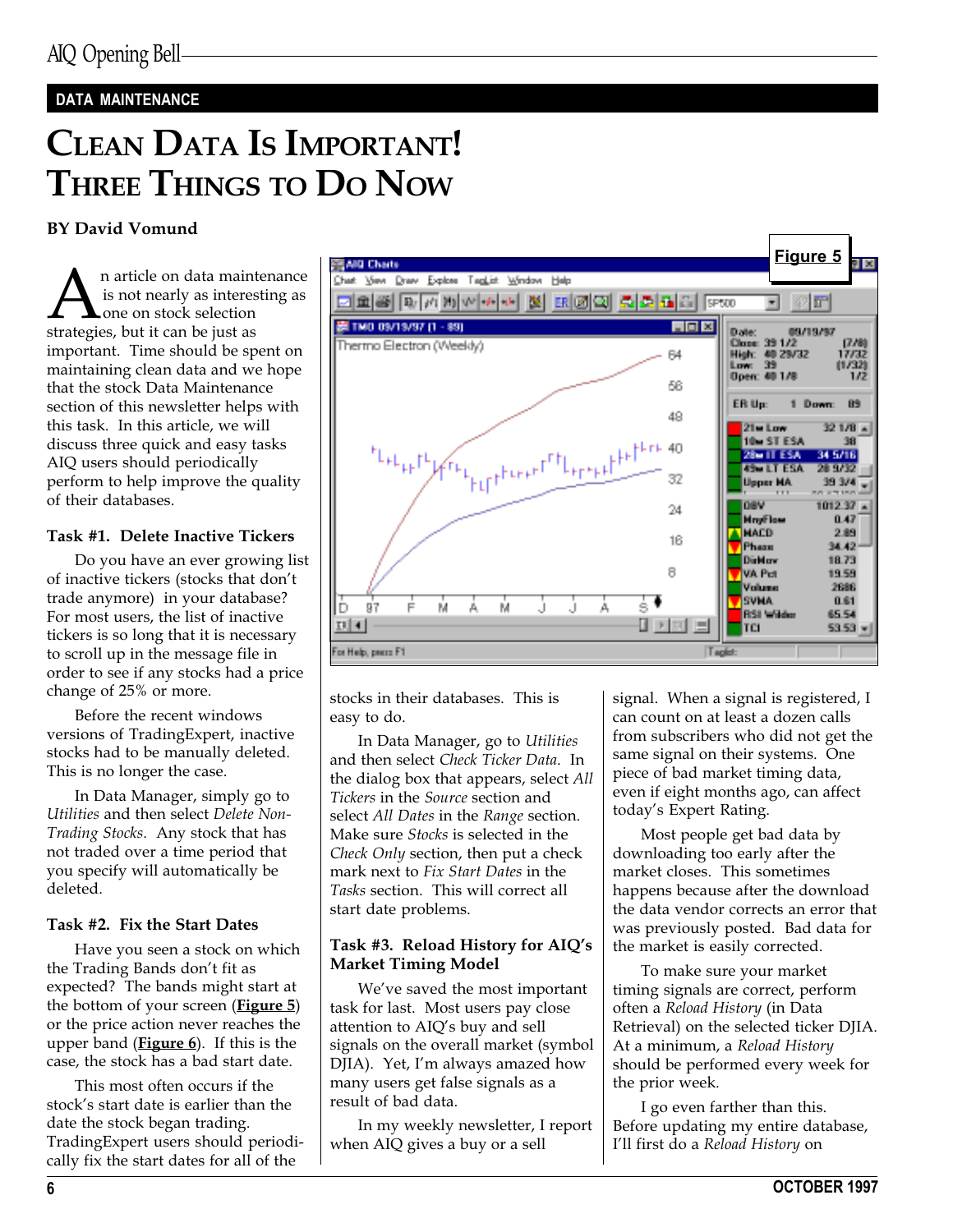DATA MAINTENANCE

# Clean Data Is Important! Three Things to Do Now

**BY David Vomund**

An article on data maintenance is not nearly as interesting as one on stock selection strategies, but it can be just as important. Time should be spent on maintaining clean data and we hope that the stock Data Maintenance section of this newsletter helps with this task. In this article, we will discuss three quick and easy tasks AIQ users should periodically perform to help improve the quality of their databases.

### Task #1. Delete Inactive Tickers

Do you have an ever growing list of inactive tickers (stocks that don't trade anymore) in your database? For most users, the list of inactive tickers is so long that it is necessary to scroll up in the message file in order to see if any stocks had a price change of 25% or more.

Before the recent windows versions of TradingExpert, inactive stocks had to be manually deleted. This is no longer the case.

In Data Manager, simply go to *Utilities* and then select *Delete Non-Trading Stocks*. Any stock that has not traded over a time period that you specify will automatically be deleted.

### Task #2. Fix the Start Dates

Have you seen a stock on which the Trading Bands don't fit as expected? The bands might start at the bottom of your screen (**Figure 5**) or the price action never reaches the upper band (**Figure 6**). If this is the case, the stock has a bad start date.

This most often occurs if the stock's start date is earlier than the date the stock began trading. TradingExpert users should periodically fix the start dates for all of the stocks in their databases. This is easy to do.

In Data Manager, go to *Utilities* and then select *Check Ticker Data*. In the dialog box that appears, select *All Tickers* in the *Source* section and select *All Dates* in the *Range* section. Make sure *Stocks* is selected in the *Check Only* section, then put a check mark next to *Fix Start Dates* in the *Tasks* section. This will correct all start date problems.

**Figure 5**

### Task #3. Reload History for AIQ's Market Timing Model

We've saved the most important task for last. Most users pay close attention to AIQ's buy and sell signals on the overall market (symbol DJIA). Yet, I'm always amazed how many users get false signals as a result of bad data.

In my weekly newsletter, I report when AIQ gives a buy or a sell signal. When a signal is registered, I can count on at least a dozen calls from subscribers who did not get the same signal on their systems. One piece of bad market timing data, even if eight months ago, can affect today's Expert Rating.

Most people get bad data by downloading too early after the market closes. This sometimes happens because after the download the data vendor corrects an error that was previously posted. Bad data for the market is easily corrected.

To make sure your market timing signals are correct, perform often a *Reload History* (in Data Retrieval) on the selected ticker DJIA. At a minimum, a *Reload History* should be performed every week for the prior week.

I go even farther than this. Before updating my entire database, I'll first do a *Reload History* on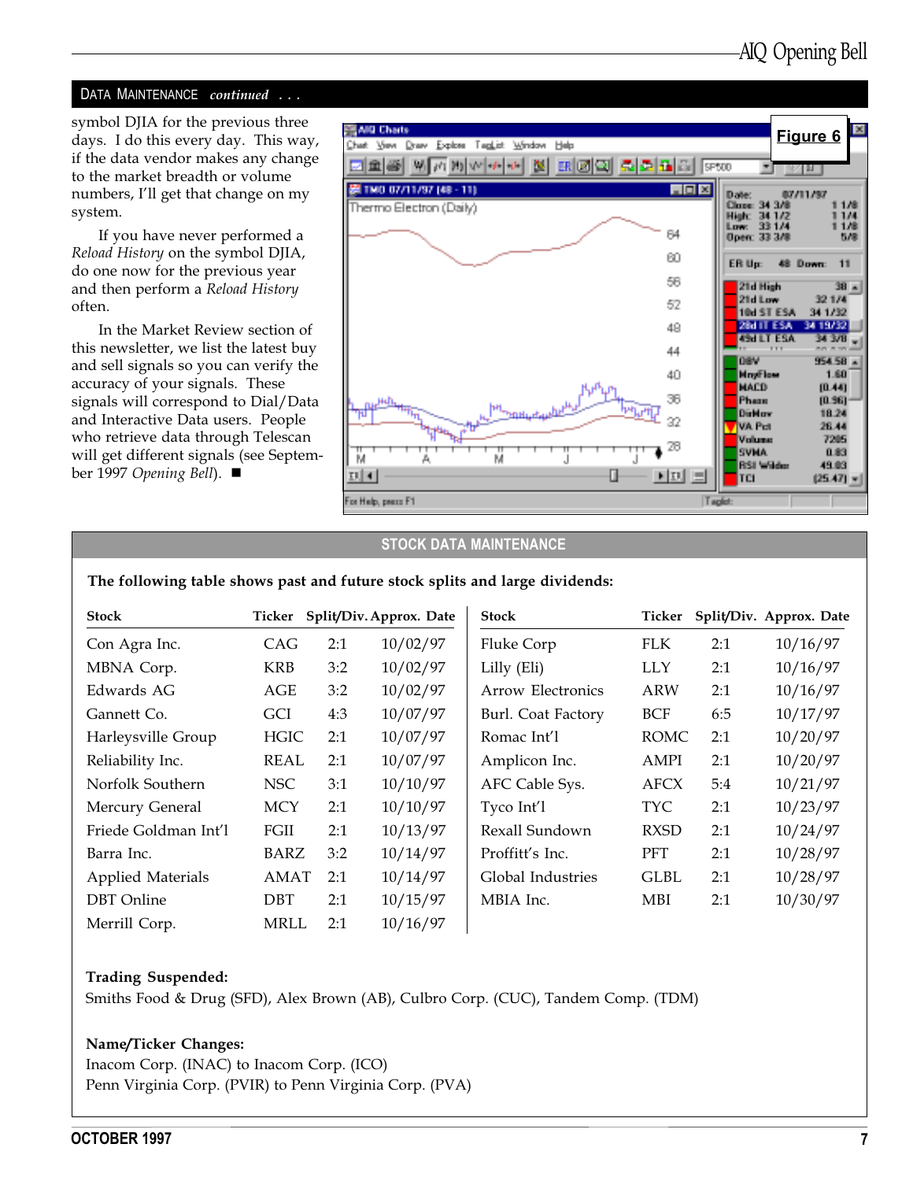## DATA MAINTENANCE *continued . . .*

symbol DJIA for the previous three days. I do this every day. This way, if the data vendor makes any change to the market breadth or volume numbers, I'll get that change on my system.

If you have never performed a *Reload History* on the symbol DJIA, do one now for the previous year and then perform a *Reload History* often.

In the Market Review section of this newsletter, we list the latest buy and sell signals so you can verify the accuracy of your signals. These signals will correspond to Dial/Data and Interactive Data users. People who retrieve data through Telescan will get different signals (see September 1997 *Opening Bell*). ■

**Figure 6**

## STOCK DATA MAINTENANCE

**The following table shows past and future stock splits and large dividends:**

| Stock | Ticker | Split/Div. | Approx. Date |
|---|---|---|---|
| Con Agra Inc. | CAG | 2:1 | 10/02/97 |
| MBNA Corp. | KRB | 3:2 | 10/02/97 |
| Edwards AG | AGE | 3:2 | 10/02/97 |
| Gannett Co. | GCI | 4:3 | 10/07/97 |
| Harleysville Group | HGIC | 2:1 | 10/07/97 |
| Reliability Inc. | REAL | 2:1 | 10/07/97 |
| Norfolk Southern | NSC | 3:1 | 10/10/97 |
| Mercury General | MCY | 2:1 | 10/10/97 |
| Friede Goldman Int'l | FGII | 2:1 | 10/13/97 |
| Barra Inc. | BARZ | 3:2 | 10/14/97 |
| Applied Materials | AMAT | 2:1 | 10/14/97 |
| DBT Online | DBT | 2:1 | 10/15/97 |
| Merrill Corp. | MRLL | 2:1 | 10/16/97 |
| Fluke Corp | FLK | 2:1 | 10/16/97 |
| Lilly (Eli) | LLY | 2:1 | 10/16/97 |
| Arrow Electronics | ARW | 2:1 | 10/16/97 |
| Burl. Coat Factory | BCF | 6:5 | 10/17/97 |
| Romac Int'l | ROMC | 2:1 | 10/20/97 |
| Amplicon Inc. | AMPI | 2:1 | 10/20/97 |
| AFC Cable Sys. | AFCX | 5:4 | 10/21/97 |
| Tyco Int'l | TYC | 2:1 | 10/23/97 |
| Rexall Sundown | RXSD | 2:1 | 10/24/97 |
| Proffitt's Inc. | PFT | 2:1 | 10/28/97 |
| Global Industries | GLBL | 2:1 | 10/28/97 |
| MBIA Inc. | MBI | 2:1 | 10/30/97 |

**Trading Suspended:**

Smiths Food & Drug (SFD), Alex Brown (AB), Culbro Corp. (CUC), Tandem Comp. (TDM)

**Name/Ticker Changes:**

Inacom Corp. (INAC) to Inacom Corp. (ICO)

Penn Virginia Corp. (PVIR) to Penn Virginia Corp. (PVA)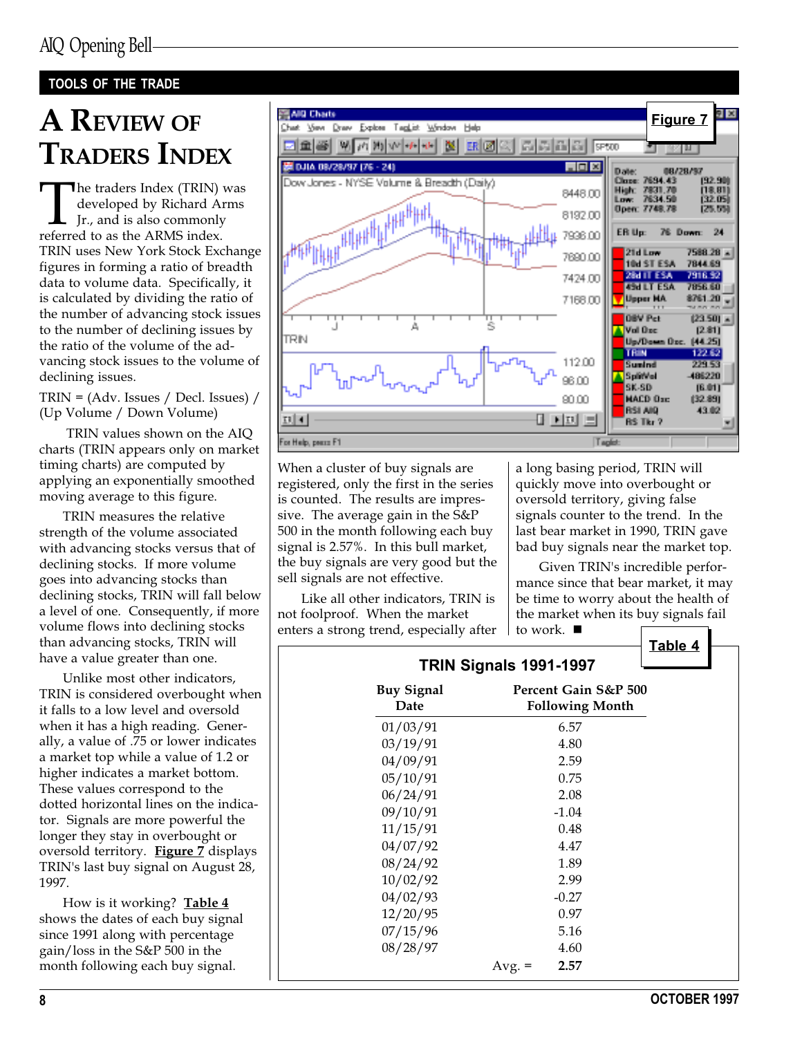## TOOLS OF THE TRADE

# A Review of Traders Index

The traders Index (TRIN) was developed by Richard Arms Jr., and is also commonly referred to as the ARMS index. TRIN uses New York Stock Exchange figures in forming a ratio of breadth data to volume data. Specifically, it is calculated by dividing the ratio of the number of advancing stock issues to the number of declining issues by the ratio of the volume of the advancing stock issues to the volume of declining issues.

TRIN = (Adv. Issues / Decl. Issues) / (Up Volume / Down Volume)

TRIN values shown on the AIQ charts (TRIN appears only on market timing charts) are computed by applying an exponentially smoothed moving average to this figure.

TRIN measures the relative strength of the volume associated with advancing stocks versus that of declining stocks. If more volume goes into advancing stocks than declining stocks, TRIN will fall below a level of one. Consequently, if more volume flows into declining stocks than advancing stocks, TRIN will have a value greater than one.

Unlike most other indicators, TRIN is considered overbought when it falls to a low level and oversold when it has a high reading. Generally, a value of .75 or lower indicates a market top while a value of 1.2 or higher indicates a market bottom. These values correspond to the dotted horizontal lines on the indicator. Signals are more powerful the longer they stay in overbought or oversold territory. **Figure 7** displays TRIN's last buy signal on August 28, 1997.

How is it working? **Table 4** shows the dates of each buy signal since 1991 along with percentage gain/loss in the S&P 500 in the month following each buy signal.

**Figure 7**

AIQ Charts
Chart View Draw Explore TagList Window Help
SP500
DJIA 08/28/97 (76 - 24)
Dow Jones - NYSE Volume & Breadth (Daily)
8448.00
8192.00
7936.00
7680.00
7424.00
7168.00
J A S
TRIN
112.00
96.00
80.00
Date: 08/28/97
Close: 7694.43 (92.90)
High: 7831.70 (18.81)
Low: 7634.50 (32.05)
Open: 7748.78 (25.55)
ER Up: 76 Down: 24
21d Low 7588.28
10d ST ESA 7844.69
28d IT ESA 7916.92
45d LT ESA 7856.60
Upper MA 8761.20
OBV Pct (23.50)
Vol Osc (2.81)
Up/Down Osc. (44.25)
TRIN 122.62
SumInd 229.53
SpltVol -486220
SK-SD (6.01)
MACD Osc (32.89)
RSI AIQ 43.02
RS Tkr ?
For Help, press F1
Taglist:

When a cluster of buy signals are registered, only the first in the series is counted. The results are impressive. The average gain in the S&P 500 in the month following each buy signal is 2.57%. In this bull market, the buy signals are very good but the sell signals are not effective.

Like all other indicators, TRIN is not foolproof. When the market enters a strong trend, especially after a long basing period, TRIN will quickly move into overbought or oversold territory, giving false signals counter to the trend. In the last bear market in 1990, TRIN gave bad buy signals near the market top.

Given TRIN's incredible performance since that bear market, it may be time to worry about the health of the market when its buy signals fail to work. ■

**Table 4**

**TRIN Signals 1991-1997**

| Buy Signal Date | Percent Gain S&P 500 Following Month |
|---|---|
| 01/03/91 | 6.57 |
| 03/19/91 | 4.80 |
| 04/09/91 | 2.59 |
| 05/10/91 | 0.75 |
| 06/24/91 | 2.08 |
| 09/10/91 | -1.04 |
| 11/15/91 | 0.48 |
| 04/07/92 | 4.47 |
| 08/24/92 | 1.89 |
| 10/02/92 | 2.99 |
| 04/02/93 | -0.27 |
| 12/20/95 | 0.97 |
| 07/15/96 | 5.16 |
| 08/28/97 | 4.60 |
| Avg. = | **2.57** |